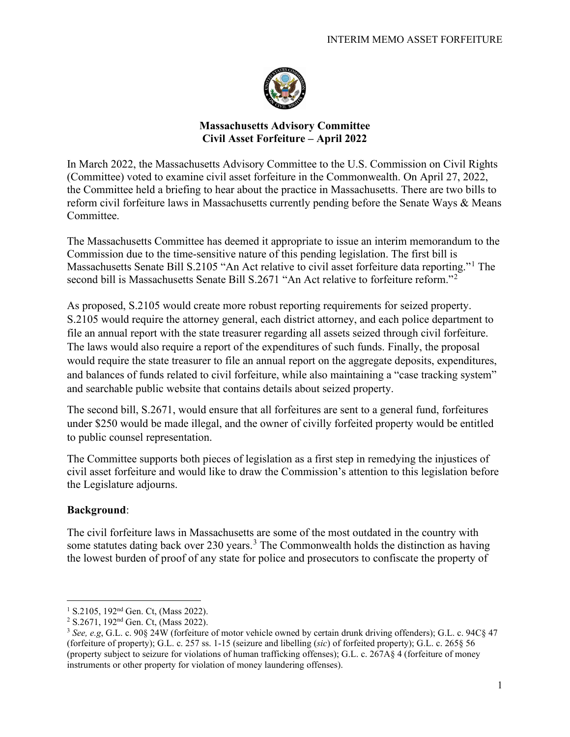**Massachusetts Advisory Committee**
**Civil Asset Forfeiture – April 2022**

In March 2022, the Massachusetts Advisory Committee to the U.S. Commission on Civil Rights (Committee) voted to examine civil asset forfeiture in the Commonwealth. On April 27, 2022, the Committee held a briefing to hear about the practice in Massachusetts. There are two bills to reform civil forfeiture laws in Massachusetts currently pending before the Senate Ways & Means Committee.

The Massachusetts Committee has deemed it appropriate to issue an interim memorandum to the Commission due to the time-sensitive nature of this pending legislation. The first bill is Massachusetts Senate Bill S.2105 "An Act relative to civil asset forfeiture data reporting."[1] The second bill is Massachusetts Senate Bill S.2671 "An Act relative to forfeiture reform."[2]

As proposed, S.2105 would create more robust reporting requirements for seized property. S.2105 would require the attorney general, each district attorney, and each police department to file an annual report with the state treasurer regarding all assets seized through civil forfeiture. The laws would also require a report of the expenditures of such funds. Finally, the proposal would require the state treasurer to file an annual report on the aggregate deposits, expenditures, and balances of funds related to civil forfeiture, while also maintaining a "case tracking system" and searchable public website that contains details about seized property.

The second bill, S.2671, would ensure that all forfeitures are sent to a general fund, forfeitures under $250 would be made illegal, and the owner of civilly forfeited property would be entitled to public counsel representation.

The Committee supports both pieces of legislation as a first step in remedying the injustices of civil asset forfeiture and would like to draw the Commission's attention to this legislation before the Legislature adjourns.

**Background**:

The civil forfeiture laws in Massachusetts are some of the most outdated in the country with some statutes dating back over 230 years.[3] The Commonwealth holds the distinction as having the lowest burden of proof of any state for police and prosecutors to confiscate the property of

---

[1] S.2105, 192nd Gen. Ct, (Mass 2022).

[2] S.2671, 192nd Gen. Ct, (Mass 2022).

[3] *See, e.g*, G.L. c. 90§ 24W (forfeiture of motor vehicle owned by certain drunk driving offenders); G.L. c. 94C§ 47 (forfeiture of property); G.L. c. 257 ss. 1-15 (seizure and libelling (*sic*) of forfeited property); G.L. c. 265§ 56 (property subject to seizure for violations of human trafficking offenses); G.L. c. 267A§ 4 (forfeiture of money instruments or other property for violation of money laundering offenses).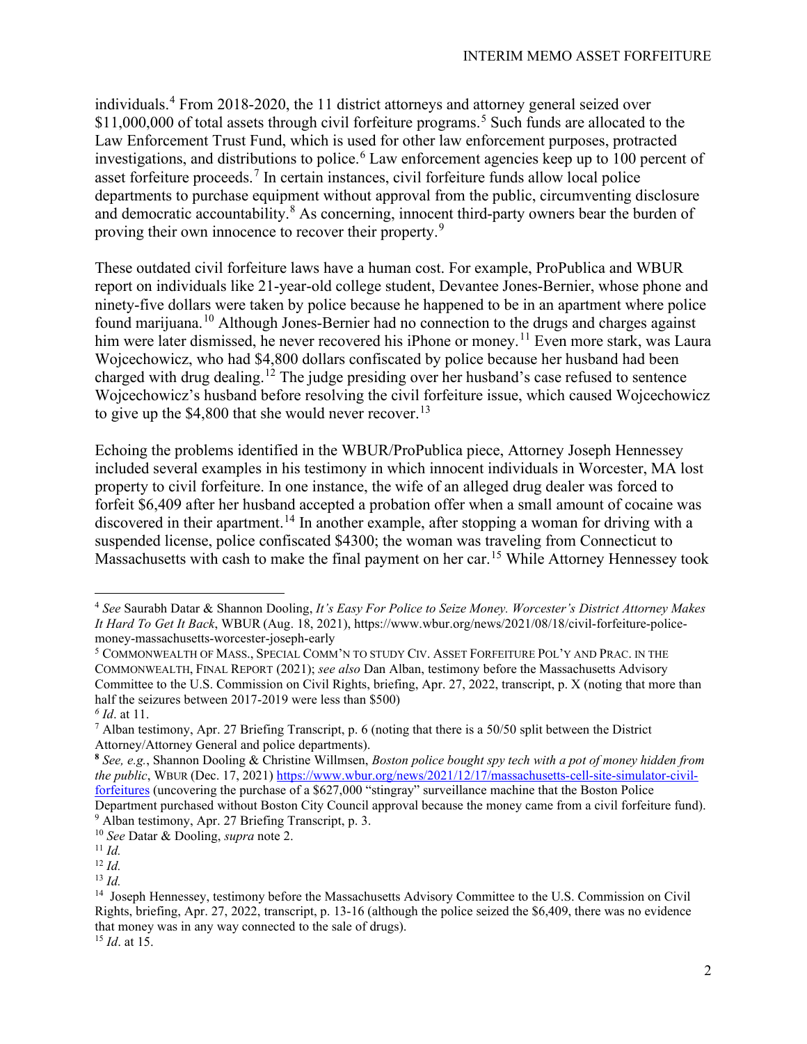individuals.[4] From 2018-2020, the 11 district attorneys and attorney general seized over $11,000,000 of total assets through civil forfeiture programs.[5] Such funds are allocated to the Law Enforcement Trust Fund, which is used for other law enforcement purposes, protracted investigations, and distributions to police.[6] Law enforcement agencies keep up to 100 percent of asset forfeiture proceeds.[7] In certain instances, civil forfeiture funds allow local police departments to purchase equipment without approval from the public, circumventing disclosure and democratic accountability.[8] As concerning, innocent third-party owners bear the burden of proving their own innocence to recover their property.[9]

These outdated civil forfeiture laws have a human cost. For example, ProPublica and WBUR report on individuals like 21-year-old college student, Devantee Jones-Bernier, whose phone and ninety-five dollars were taken by police because he happened to be in an apartment where police found marijuana.[10] Although Jones-Bernier had no connection to the drugs and charges against him were later dismissed, he never recovered his iPhone or money.[11] Even more stark, was Laura Wojcechowicz, who had $4,800 dollars confiscated by police because her husband had been charged with drug dealing.[12] The judge presiding over her husband's case refused to sentence Wojcechowicz's husband before resolving the civil forfeiture issue, which caused Wojcechowicz to give up the $4,800 that she would never recover.[13]

Echoing the problems identified in the WBUR/ProPublica piece, Attorney Joseph Hennessey included several examples in his testimony in which innocent individuals in Worcester, MA lost property to civil forfeiture. In one instance, the wife of an alleged drug dealer was forced to forfeit $6,409 after her husband accepted a probation offer when a small amount of cocaine was discovered in their apartment.[14] In another example, after stopping a woman for driving with a suspended license, police confiscated $4300; the woman was traveling from Connecticut to Massachusetts with cash to make the final payment on her car.[15] While Attorney Hennessey took

---

[4] *See* Saurabh Datar & Shannon Dooling, *It's Easy For Police to Seize Money. Worcester's District Attorney Makes It Hard To Get It Back*, WBUR (Aug. 18, 2021), https://www.wbur.org/news/2021/08/18/civil-forfeiture-police-money-massachusetts-worcester-joseph-early

[5] COMMONWEALTH OF MASS., SPECIAL COMM'N TO STUDY CIV. ASSET FORFEITURE POL'Y AND PRAC. IN THE COMMONWEALTH, FINAL REPORT (2021); *see also* Dan Alban, testimony before the Massachusetts Advisory Committee to the U.S. Commission on Civil Rights, briefing, Apr. 27, 2022, transcript, p. X (noting that more than half the seizures between 2017-2019 were less than $500)

[6] *Id*. at 11.

[7] Alban testimony, Apr. 27 Briefing Transcript, p. 6 (noting that there is a 50/50 split between the District Attorney/Attorney General and police departments).

[8] *See, e.g.*, Shannon Dooling & Christine Willmsen, *Boston police bought spy tech with a pot of money hidden from the public*, WBUR (Dec. 17, 2021) https://www.wbur.org/news/2021/12/17/massachusetts-cell-site-simulator-civil-forfeitures (uncovering the purchase of a $627,000 "stingray" surveillance machine that the Boston Police Department purchased without Boston City Council approval because the money came from a civil forfeiture fund).

[9] Alban testimony, Apr. 27 Briefing Transcript, p. 3.

[10] *See* Datar & Dooling, *supra* note 2.

[11] *Id.*

[12] *Id.*

[13] *Id.*

[14] Joseph Hennessey, testimony before the Massachusetts Advisory Committee to the U.S. Commission on Civil Rights, briefing, Apr. 27, 2022, transcript, p. 13-16 (although the police seized the $6,409, there was no evidence that money was in any way connected to the sale of drugs).

[15] *Id*. at 15.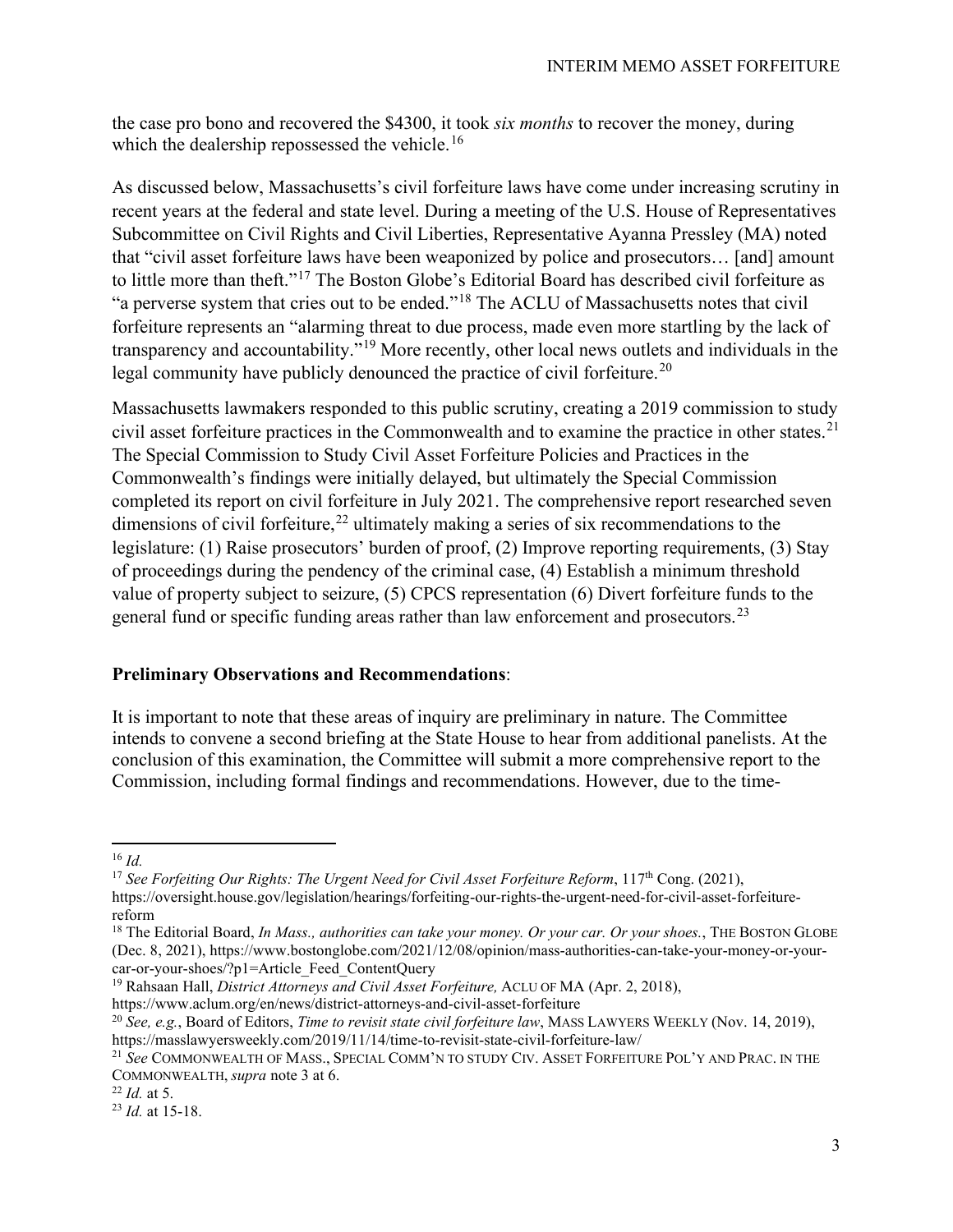the case pro bono and recovered the $4300, it took *six months* to recover the money, during which the dealership repossessed the vehicle.[16]

As discussed below, Massachusetts's civil forfeiture laws have come under increasing scrutiny in recent years at the federal and state level. During a meeting of the U.S. House of Representatives Subcommittee on Civil Rights and Civil Liberties, Representative Ayanna Pressley (MA) noted that "civil asset forfeiture laws have been weaponized by police and prosecutors… [and] amount to little more than theft."[17] The Boston Globe's Editorial Board has described civil forfeiture as "a perverse system that cries out to be ended."[18] The ACLU of Massachusetts notes that civil forfeiture represents an "alarming threat to due process, made even more startling by the lack of transparency and accountability."[19] More recently, other local news outlets and individuals in the legal community have publicly denounced the practice of civil forfeiture.[20]

Massachusetts lawmakers responded to this public scrutiny, creating a 2019 commission to study civil asset forfeiture practices in the Commonwealth and to examine the practice in other states.[21] The Special Commission to Study Civil Asset Forfeiture Policies and Practices in the Commonwealth's findings were initially delayed, but ultimately the Special Commission completed its report on civil forfeiture in July 2021. The comprehensive report researched seven dimensions of civil forfeiture,[22] ultimately making a series of six recommendations to the legislature: (1) Raise prosecutors' burden of proof, (2) Improve reporting requirements, (3) Stay of proceedings during the pendency of the criminal case, (4) Establish a minimum threshold value of property subject to seizure, (5) CPCS representation (6) Divert forfeiture funds to the general fund or specific funding areas rather than law enforcement and prosecutors.[23]

**Preliminary Observations and Recommendations**:

It is important to note that these areas of inquiry are preliminary in nature. The Committee intends to convene a second briefing at the State House to hear from additional panelists. At the conclusion of this examination, the Committee will submit a more comprehensive report to the Commission, including formal findings and recommendations. However, due to the time-

---

[16] *Id.*

[17] *See Forfeiting Our Rights: The Urgent Need for Civil Asset Forfeiture Reform*, 117th Cong. (2021), https://oversight.house.gov/legislation/hearings/forfeiting-our-rights-the-urgent-need-for-civil-asset-forfeiture-reform

[18] The Editorial Board, *In Mass., authorities can take your money. Or your car. Or your shoes.*, THE BOSTON GLOBE (Dec. 8, 2021), https://www.bostonglobe.com/2021/12/08/opinion/mass-authorities-can-take-your-money-or-your-car-or-your-shoes/?p1=Article_Feed_ContentQuery

[19] Rahsaan Hall, *District Attorneys and Civil Asset Forfeiture,* ACLU OF MA (Apr. 2, 2018), https://www.aclum.org/en/news/district-attorneys-and-civil-asset-forfeiture

[20] *See, e.g.*, Board of Editors, *Time to revisit state civil forfeiture law*, MASS LAWYERS WEEKLY (Nov. 14, 2019), https://masslawyersweekly.com/2019/11/14/time-to-revisit-state-civil-forfeiture-law/

[21] *See* COMMONWEALTH OF MASS., SPECIAL COMM'N TO STUDY CIV. ASSET FORFEITURE POL'Y AND PRAC. IN THE COMMONWEALTH, *supra* note 3 at 6.

[22] *Id.* at 5.

[23] *Id.* at 15-18.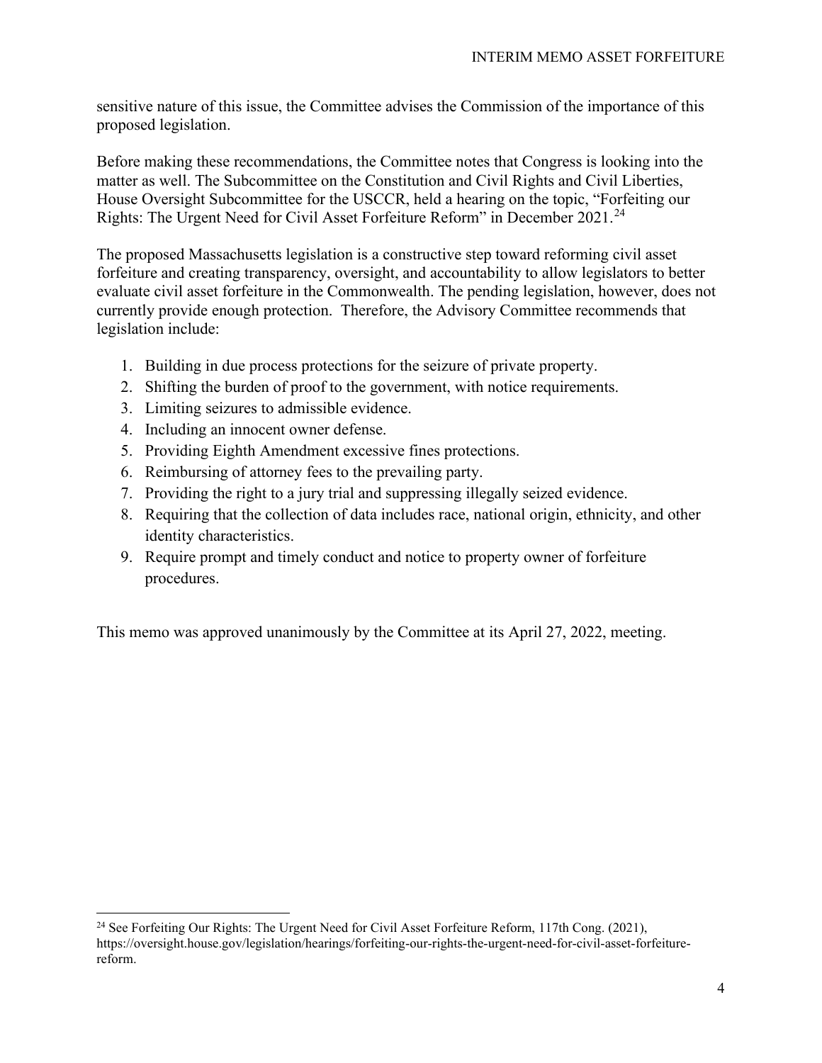sensitive nature of this issue, the Committee advises the Commission of the importance of this proposed legislation.

Before making these recommendations, the Committee notes that Congress is looking into the matter as well. The Subcommittee on the Constitution and Civil Rights and Civil Liberties, House Oversight Subcommittee for the USCCR, held a hearing on the topic, "Forfeiting our Rights: The Urgent Need for Civil Asset Forfeiture Reform" in December 2021.[24]

The proposed Massachusetts legislation is a constructive step toward reforming civil asset forfeiture and creating transparency, oversight, and accountability to allow legislators to better evaluate civil asset forfeiture in the Commonwealth. The pending legislation, however, does not currently provide enough protection. Therefore, the Advisory Committee recommends that legislation include:

1. Building in due process protections for the seizure of private property.
2. Shifting the burden of proof to the government, with notice requirements.
3. Limiting seizures to admissible evidence.
4. Including an innocent owner defense.
5. Providing Eighth Amendment excessive fines protections.
6. Reimbursing of attorney fees to the prevailing party.
7. Providing the right to a jury trial and suppressing illegally seized evidence.
8. Requiring that the collection of data includes race, national origin, ethnicity, and other identity characteristics.
9. Require prompt and timely conduct and notice to property owner of forfeiture procedures.

This memo was approved unanimously by the Committee at its April 27, 2022, meeting.

[24] See Forfeiting Our Rights: The Urgent Need for Civil Asset Forfeiture Reform, 117th Cong. (2021), https://oversight.house.gov/legislation/hearings/forfeiting-our-rights-the-urgent-need-for-civil-asset-forfeiture-reform.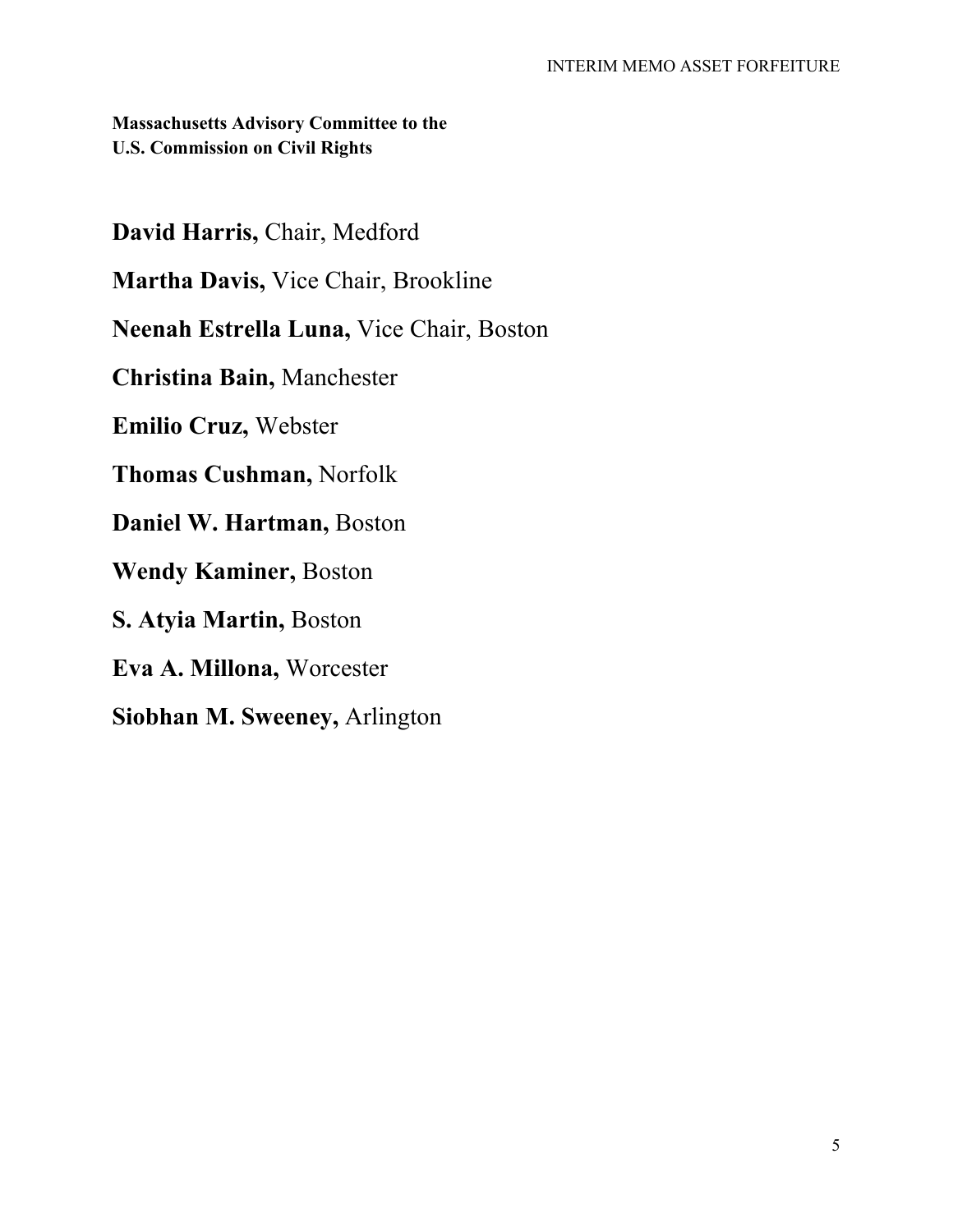**Massachusetts Advisory Committee to the**
**U.S. Commission on Civil Rights**

**David Harris,** Chair, Medford

**Martha Davis,** Vice Chair, Brookline

**Neenah Estrella Luna,** Vice Chair, Boston

**Christina Bain,** Manchester

**Emilio Cruz,** Webster

**Thomas Cushman,** Norfolk

**Daniel W. Hartman,** Boston

**Wendy Kaminer,** Boston

**S. Atyia Martin,** Boston

**Eva A. Millona,** Worcester

**Siobhan M. Sweeney,** Arlington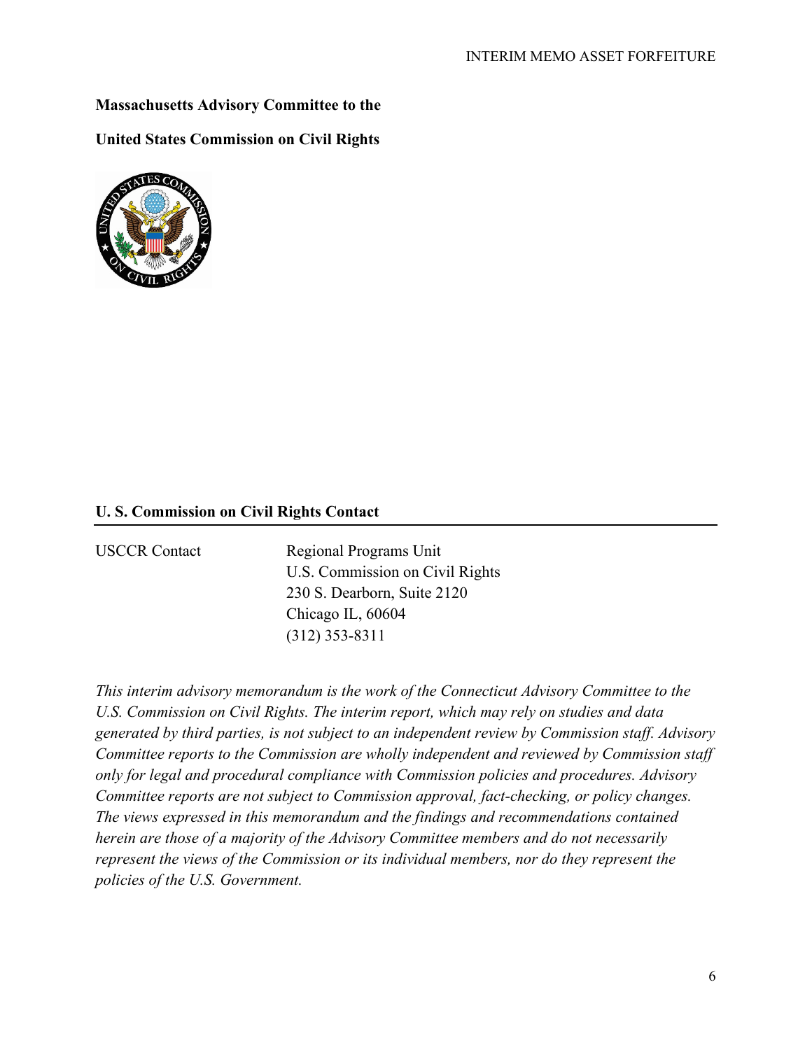**Massachusetts Advisory Committee to the**

**United States Commission on Civil Rights**

**U. S. Commission on Civil Rights Contact**

| | |
|---|---|
| USCCR Contact | Regional Programs Unit<br>U.S. Commission on Civil Rights<br>230 S. Dearborn, Suite 2120<br>Chicago IL, 60604<br>(312) 353-8311 |

*This interim advisory memorandum is the work of the Connecticut Advisory Committee to the U.S. Commission on Civil Rights. The interim report, which may rely on studies and data generated by third parties, is not subject to an independent review by Commission staff. Advisory Committee reports to the Commission are wholly independent and reviewed by Commission staff only for legal and procedural compliance with Commission policies and procedures. Advisory Committee reports are not subject to Commission approval, fact-checking, or policy changes. The views expressed in this memorandum and the findings and recommendations contained herein are those of a majority of the Advisory Committee members and do not necessarily represent the views of the Commission or its individual members, nor do they represent the policies of the U.S. Government.*